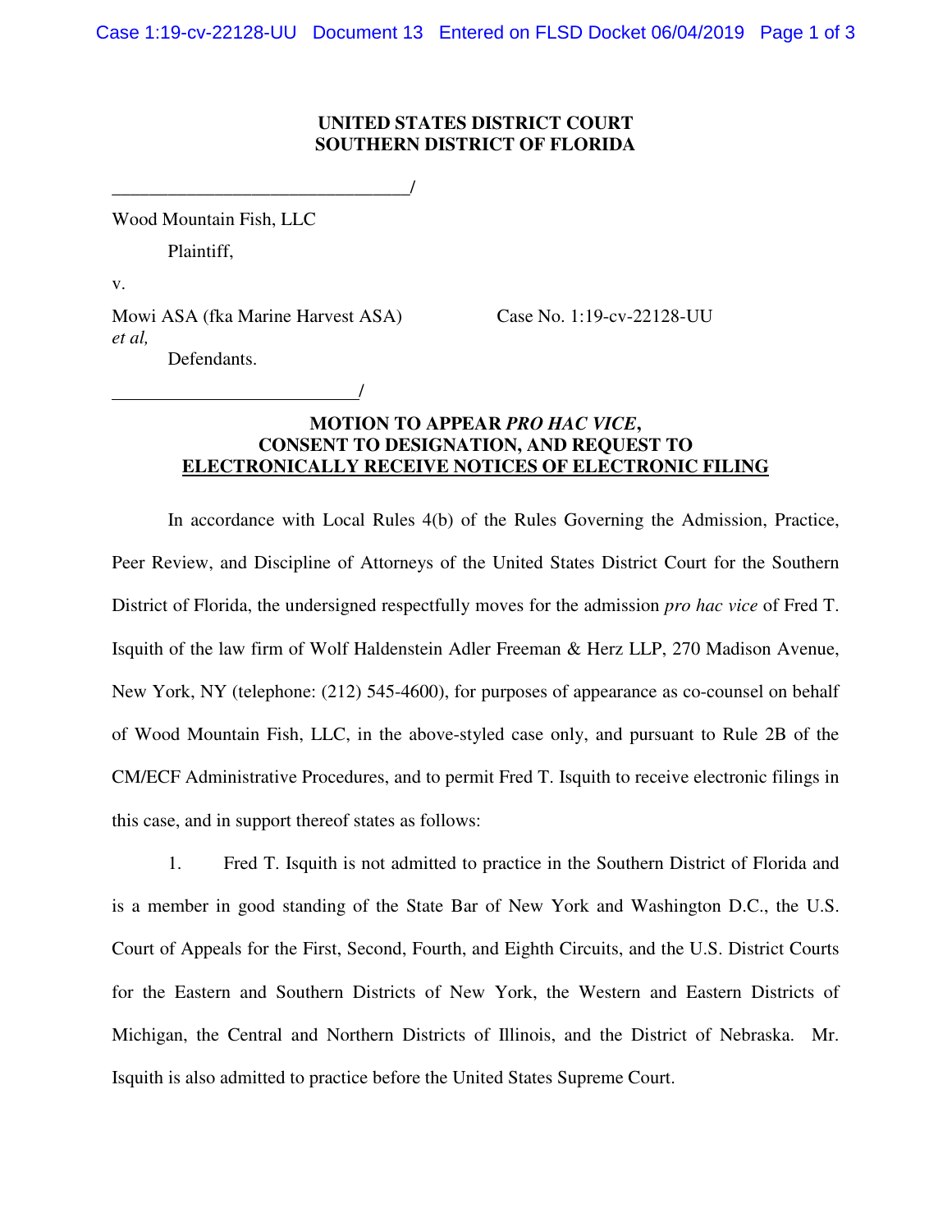**UNITED STATES DISTRICT COURT**
**SOUTHERN DISTRICT OF FLORIDA**

________________________________/

Wood Mountain Fish, LLC

Plaintiff,

v.

Mowi ASA (fka Marine Harvest ASA) *et al,* Case No. 1:19-cv-22128-UU

Defendants.

__________________________/

**MOTION TO APPEAR *PRO HAC VICE*, CONSENT TO DESIGNATION, AND REQUEST TO ELECTRONICALLY RECEIVE NOTICES OF ELECTRONIC FILING**

In accordance with Local Rules 4(b) of the Rules Governing the Admission, Practice, Peer Review, and Discipline of Attorneys of the United States District Court for the Southern District of Florida, the undersigned respectfully moves for the admission *pro hac vice* of Fred T. Isquith of the law firm of Wolf Haldenstein Adler Freeman & Herz LLP, 270 Madison Avenue, New York, NY (telephone: (212) 545-4600), for purposes of appearance as co-counsel on behalf of Wood Mountain Fish, LLC, in the above-styled case only, and pursuant to Rule 2B of the CM/ECF Administrative Procedures, and to permit Fred T. Isquith to receive electronic filings in this case, and in support thereof states as follows:

1. Fred T. Isquith is not admitted to practice in the Southern District of Florida and is a member in good standing of the State Bar of New York and Washington D.C., the U.S. Court of Appeals for the First, Second, Fourth, and Eighth Circuits, and the U.S. District Courts for the Eastern and Southern Districts of New York, the Western and Eastern Districts of Michigan, the Central and Northern Districts of Illinois, and the District of Nebraska. Mr. Isquith is also admitted to practice before the United States Supreme Court.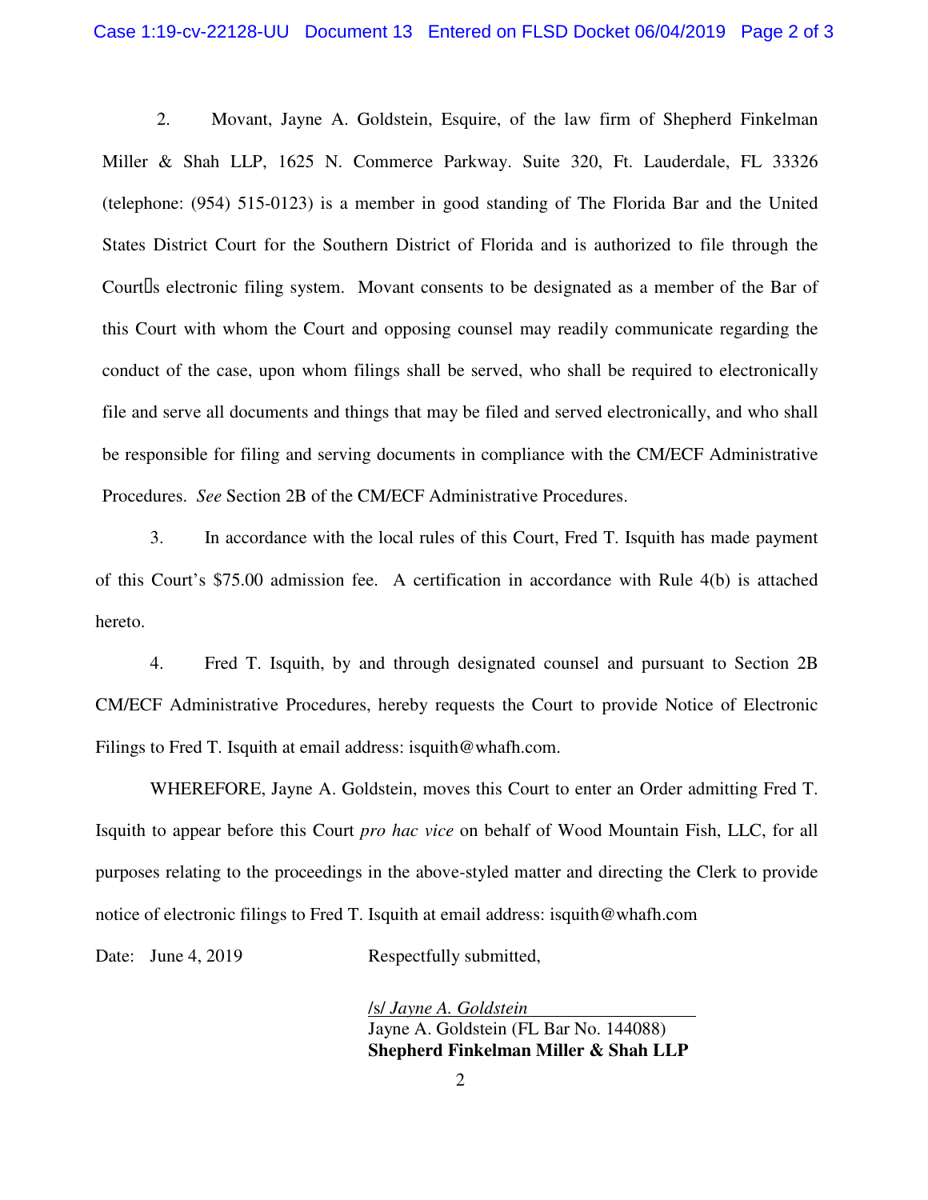2. Movant, Jayne A. Goldstein, Esquire, of the law firm of Shepherd Finkelman Miller & Shah LLP, 1625 N. Commerce Parkway. Suite 320, Ft. Lauderdale, FL 33326 (telephone: (954) 515-0123) is a member in good standing of The Florida Bar and the United States District Court for the Southern District of Florida and is authorized to file through the Court's electronic filing system. Movant consents to be designated as a member of the Bar of this Court with whom the Court and opposing counsel may readily communicate regarding the conduct of the case, upon whom filings shall be served, who shall be required to electronically file and serve all documents and things that may be filed and served electronically, and who shall be responsible for filing and serving documents in compliance with the CM/ECF Administrative Procedures. *See* Section 2B of the CM/ECF Administrative Procedures.

3. In accordance with the local rules of this Court, Fred T. Isquith has made payment of this Court's $75.00 admission fee. A certification in accordance with Rule 4(b) is attached hereto.

4. Fred T. Isquith, by and through designated counsel and pursuant to Section 2B CM/ECF Administrative Procedures, hereby requests the Court to provide Notice of Electronic Filings to Fred T. Isquith at email address: isquith@whafh.com.

WHEREFORE, Jayne A. Goldstein, moves this Court to enter an Order admitting Fred T. Isquith to appear before this Court *pro hac vice* on behalf of Wood Mountain Fish, LLC, for all purposes relating to the proceedings in the above-styled matter and directing the Clerk to provide notice of electronic filings to Fred T. Isquith at email address: isquith@whafh.com

Date: June 4, 2019

Respectfully submitted,

/s/ *Jayne A. Goldstein*
Jayne A. Goldstein (FL Bar No. 144088)
**Shepherd Finkelman Miller & Shah LLP**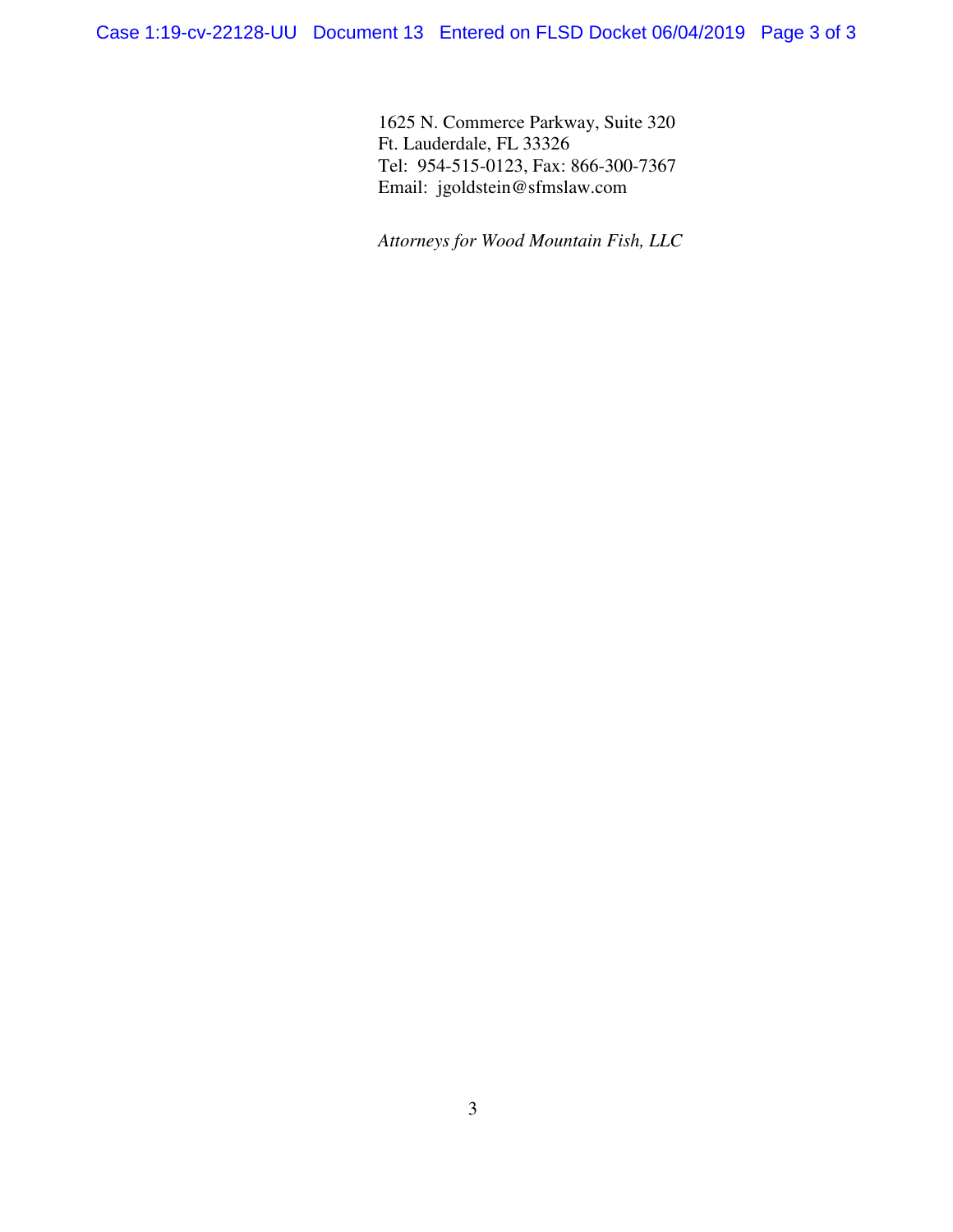1625 N. Commerce Parkway, Suite 320
Ft. Lauderdale, FL 33326
Tel: 954-515-0123, Fax: 866-300-7367
Email: jgoldstein@sfmslaw.com

*Attorneys for Wood Mountain Fish, LLC*